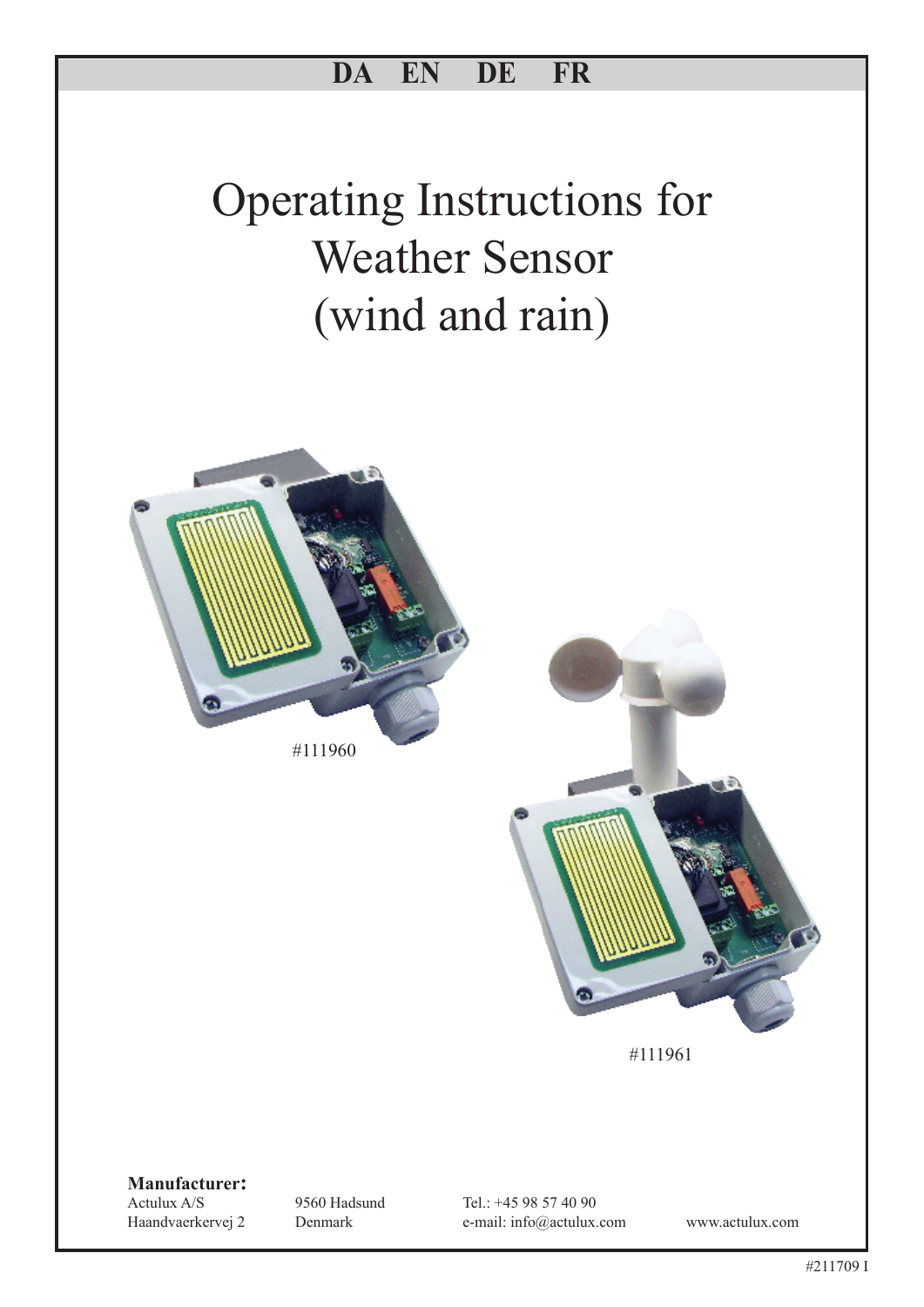**DA EN DE FR**

# Operating Instructions for Weather Sensor (wind and rain)

#111960

#111961

**Manufacturer:**

Actulux A/S
Haandvaerkervej 2

9560 Hadsund
Denmark

Tel.: +45 98 57 40 90
e-mail: info@actulux.com

www.actulux.com

#211709 I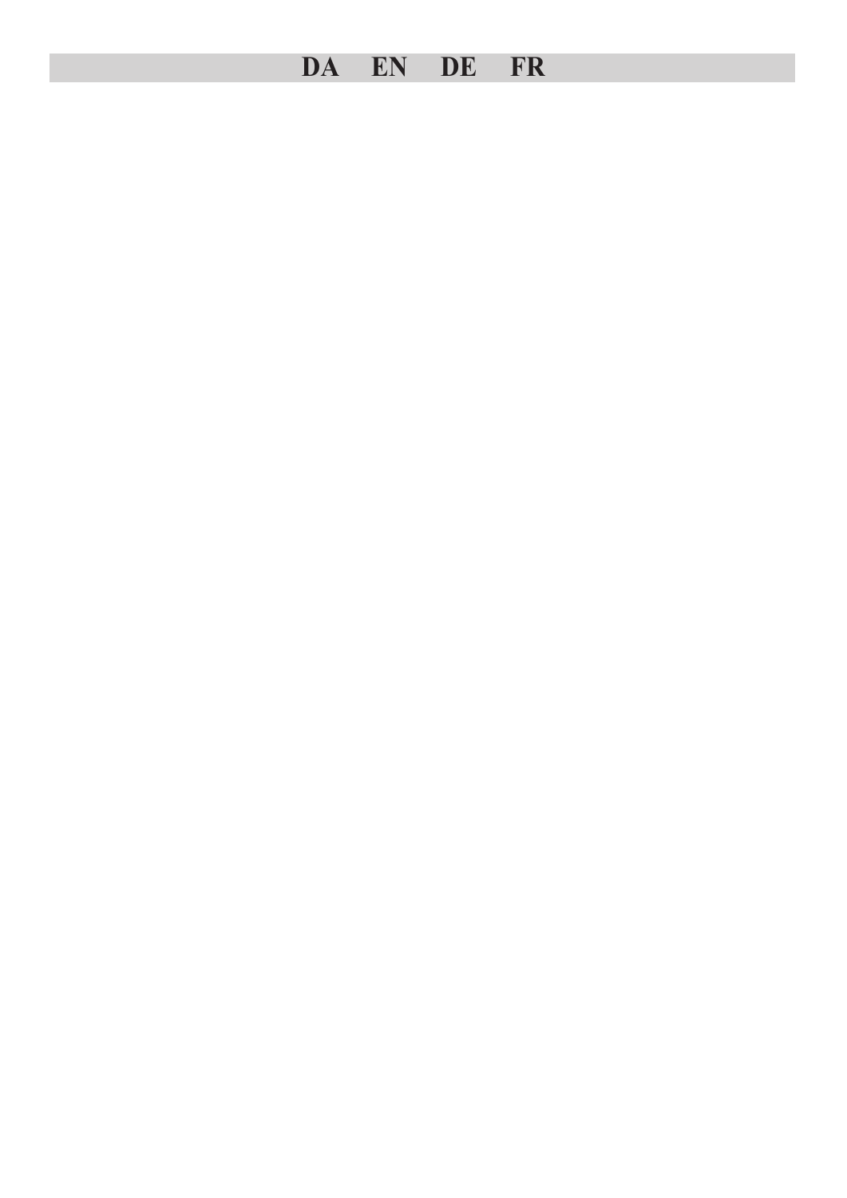DA EN DE FR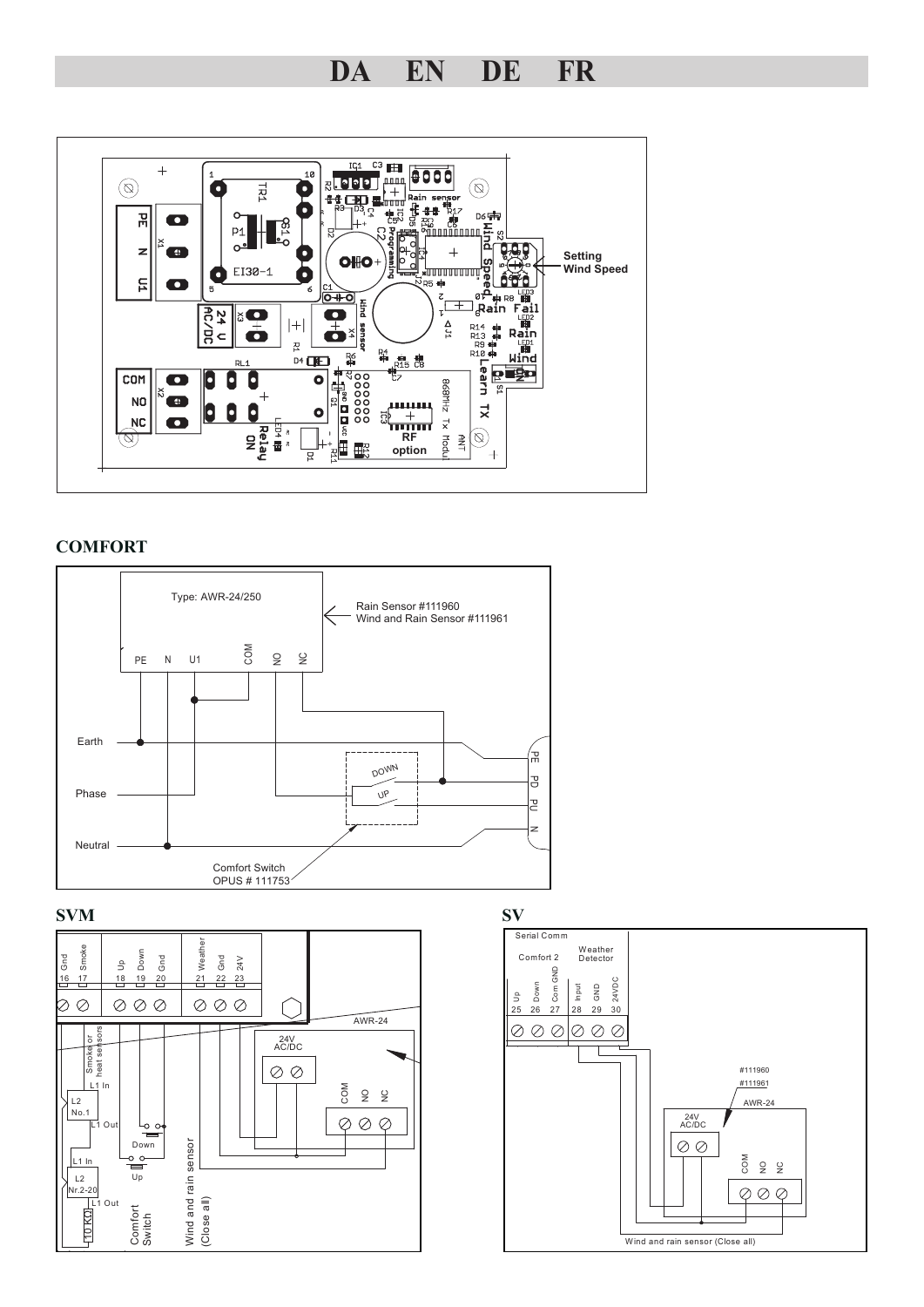# DA EN DE FR

Setting Wind Speed

## COMFORT

Type: AWR-24/250

Rain Sensor #111960
Wind and Rain Sensor #111961

PE N U1 COM NO NC

Earth

Phase

Neutral

DOWN

UP

PE PD PU N

Comfort Switch
OPUS # 111753

## SVM

Gnd Smoke Up Down Gnd Weather Gnd 24V

16 17 18 19 20 21 22 23

AWR-24

24V AC/DC

COM NO NC

Smoke or heat sensors

L1 In

L2 No.1

L1 Out

L1 In

L2 Nr.2-20

L1 Out

10 KΩ

Down

Up

Comfort Switch

Wind and rain sensor (Close all)

## SV

Serial Comm

Comfort 2

Weather Detector

Up Down Com GND Input GND 24VDC

25 26 27 28 29 30

#111960

#111961

AWR-24

24V AC/DC

COM NO NC

Wind and rain sensor (Close all)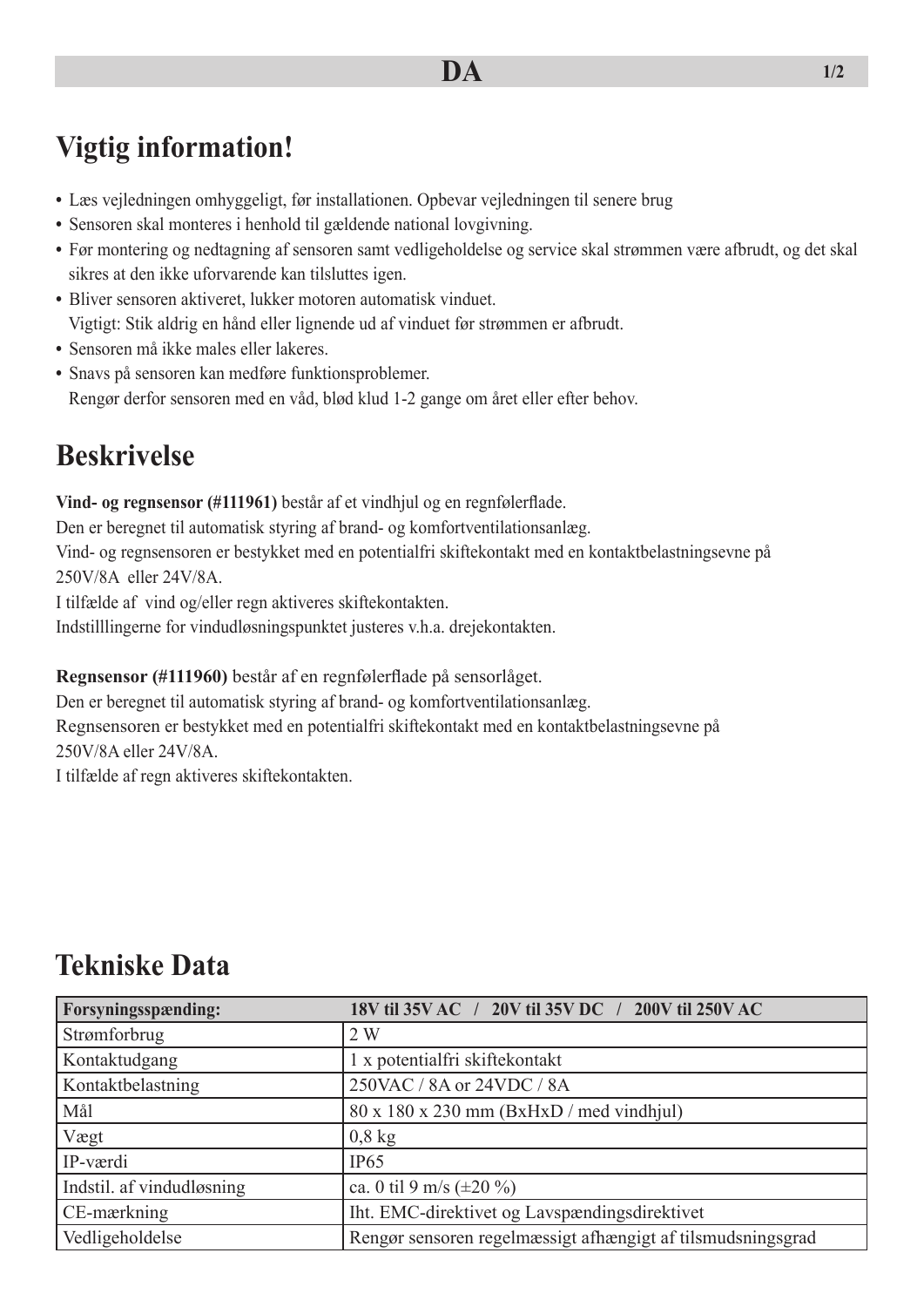# Vigtig information!

- Læs vejledningen omhyggeligt, før installationen. Opbevar vejledningen til senere brug
- Sensoren skal monteres i henhold til gældende national lovgivning.
- Før montering og nedtagning af sensoren samt vedligeholdelse og service skal strømmen være afbrudt, og det skal sikres at den ikke uforvarende kan tilsluttes igen.
- Bliver sensoren aktiveret, lukker motoren automatisk vinduet.
  Vigtigt: Stik aldrig en hånd eller lignende ud af vinduet før strømmen er afbrudt.
- Sensoren må ikke males eller lakeres.
- Snavs på sensoren kan medføre funktionsproblemer.
  Rengør derfor sensoren med en våd, blød klud 1-2 gange om året eller efter behov.

# Beskrivelse

**Vind- og regnsensor (#111961)** består af et vindhjul og en regnfølerflade.
Den er beregnet til automatisk styring af brand- og komfortventilationsanlæg.
Vind- og regnsensoren er bestykket med en potentialfri skiftekontakt med en kontaktbelastningsevne på 250V/8A eller 24V/8A.
I tilfælde af vind og/eller regn aktiveres skiftekontakten.
Indstilllingerne for vindudløsningspunktet justeres v.h.a. drejekontakten.

**Regnsensor (#111960)** består af en regnfølerflade på sensorlåget.
Den er beregnet til automatisk styring af brand- og komfortventilationsanlæg.
Regnsensoren er bestykket med en potentialfri skiftekontakt med en kontaktbelastningsevne på 250V/8A eller 24V/8A.
I tilfælde af regn aktiveres skiftekontakten.

# Tekniske Data

| Forsyningsspænding: | 18V til 35V AC / 20V til 35V DC / 200V til 250V AC |
|---|---|
| Strømforbrug | 2 W |
| Kontaktudgang | 1 x potentialfri skiftekontakt |
| Kontaktbelastning | 250VAC / 8A or 24VDC / 8A |
| Mål | 80 x 180 x 230 mm (BxHxD / med vindhjul) |
| Vægt | 0,8 kg |
| IP-værdi | IP65 |
| Indstil. af vindudløsning | ca. 0 til 9 m/s (±20 %) |
| CE-mærkning | Iht. EMC-direktivet og Lavspændingsdirektivet |
| Vedligeholdelse | Rengør sensoren regelmæssigt afhængigt af tilsmudsningsgrad |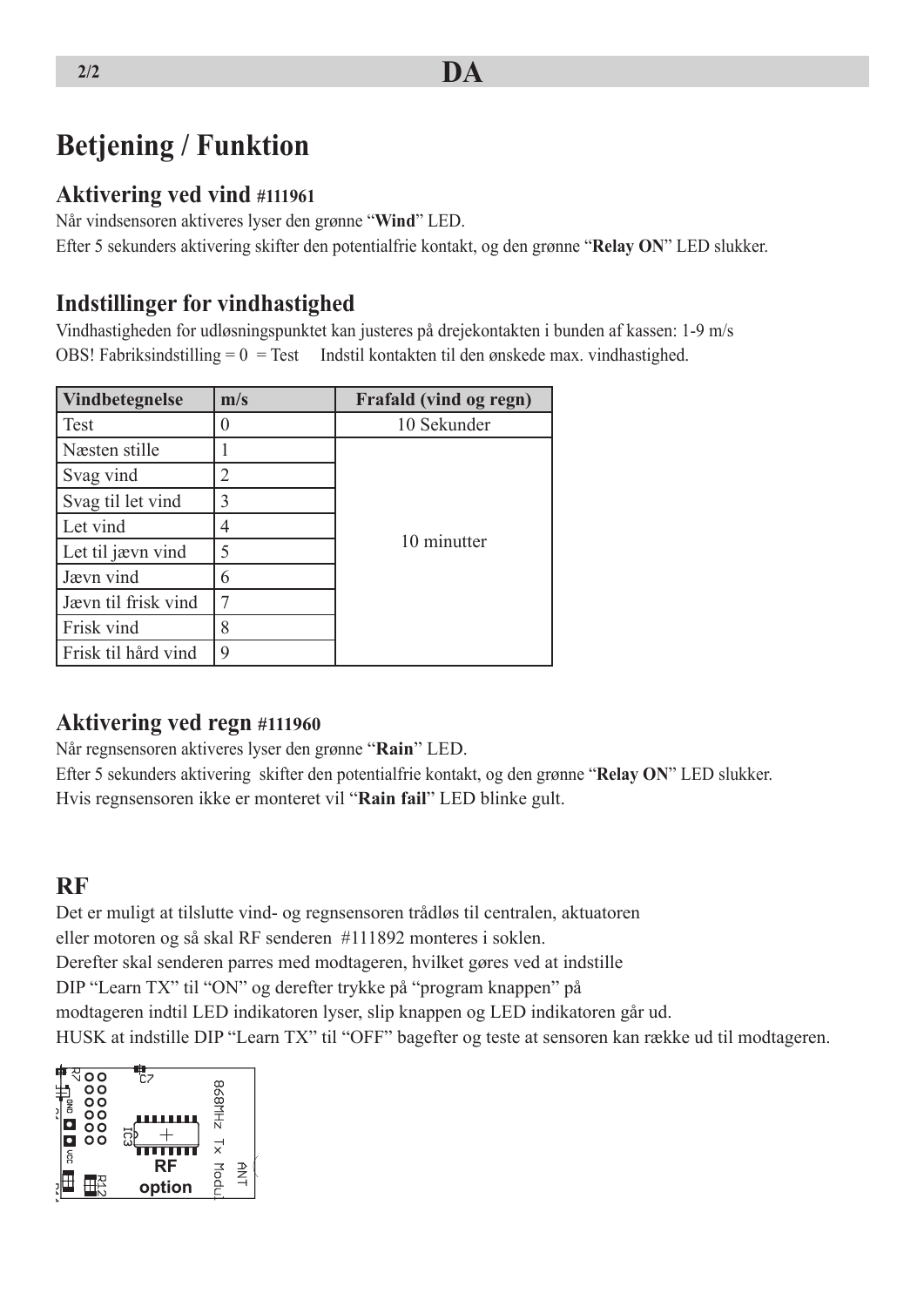# Betjening / Funktion

## Aktivering ved vind #111961

Når vindsensoren aktiveres lyser den grønne "**Wind**" LED.

Efter 5 sekunders aktivering skifter den potentialfrie kontakt, og den grønne "**Relay ON**" LED slukker.

## Indstillinger for vindhastighed

Vindhastigheden for udløsningspunktet kan justeres på drejekontakten i bunden af kassen: 1-9 m/s

OBS! Fabriksindstilling = 0 = Test  Indstil kontakten til den ønskede max. vindhastighed.

| Vindbetegnelse | m/s | Frafald (vind og regn) |
|---|---|---|
| Test | 0 | 10 Sekunder |
| Næsten stille | 1 | 10 minutter |
| Svag vind | 2 | |
| Svag til let vind | 3 | |
| Let vind | 4 | |
| Let til jævn vind | 5 | |
| Jævn vind | 6 | |
| Jævn til frisk vind | 7 | |
| Frisk vind | 8 | |
| Frisk til hård vind | 9 | |

## Aktivering ved regn #111960

Når regnsensoren aktiveres lyser den grønne "**Rain**" LED.

Efter 5 sekunders aktivering skifter den potentialfrie kontakt, og den grønne "**Relay ON**" LED slukker.

Hvis regnsensoren ikke er monteret vil "**Rain fail**" LED blinke gult.

## RF

Det er muligt at tilslutte vind- og regnsensoren trådløs til centralen, aktuatoren eller motoren og så skal RF senderen #111892 monteres i soklen.

Derefter skal senderen parres med modtageren, hvilket gøres ved at indstille DIP "Learn TX" til "ON" og derefter trykke på "program knappen" på modtageren indtil LED indikatoren lyser, slip knappen og LED indikatoren går ud.

HUSK at indstille DIP "Learn TX" til "OFF" bagefter og teste at sensoren kan række ud til modtageren.

RF option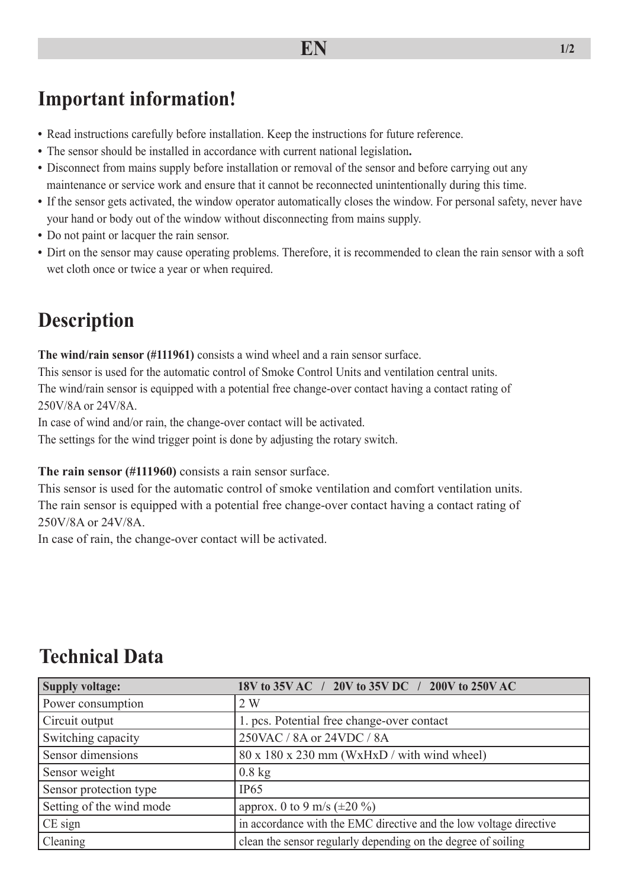# Important information!

- Read instructions carefully before installation. Keep the instructions for future reference.
- The sensor should be installed in accordance with current national legislation.
- Disconnect from mains supply before installation or removal of the sensor and before carrying out any maintenance or service work and ensure that it cannot be reconnected unintentionally during this time.
- If the sensor gets activated, the window operator automatically closes the window. For personal safety, never have your hand or body out of the window without disconnecting from mains supply.
- Do not paint or lacquer the rain sensor.
- Dirt on the sensor may cause operating problems. Therefore, it is recommended to clean the rain sensor with a soft wet cloth once or twice a year or when required.

# Description

**The wind/rain sensor (#111961)** consists a wind wheel and a rain sensor surface.
This sensor is used for the automatic control of Smoke Control Units and ventilation central units.
The wind/rain sensor is equipped with a potential free change-over contact having a contact rating of 250V/8A or 24V/8A.
In case of wind and/or rain, the change-over contact will be activated.
The settings for the wind trigger point is done by adjusting the rotary switch.

**The rain sensor (#111960)** consists a rain sensor surface.
This sensor is used for the automatic control of smoke ventilation and comfort ventilation units.
The rain sensor is equipped with a potential free change-over contact having a contact rating of 250V/8A or 24V/8A.
In case of rain, the change-over contact will be activated.

# Technical Data

| Supply voltage: | 18V to 35V AC / 20V to 35V DC / 200V to 250V AC |
|---|---|
| Power consumption | 2 W |
| Circuit output | 1. pcs. Potential free change-over contact |
| Switching capacity | 250VAC / 8A or 24VDC / 8A |
| Sensor dimensions | 80 x 180 x 230 mm (WxHxD / with wind wheel) |
| Sensor weight | 0.8 kg |
| Sensor protection type | IP65 |
| Setting of the wind mode | approx. 0 to 9 m/s (±20 %) |
| CE sign | in accordance with the EMC directive and the low voltage directive |
| Cleaning | clean the sensor regularly depending on the degree of soiling |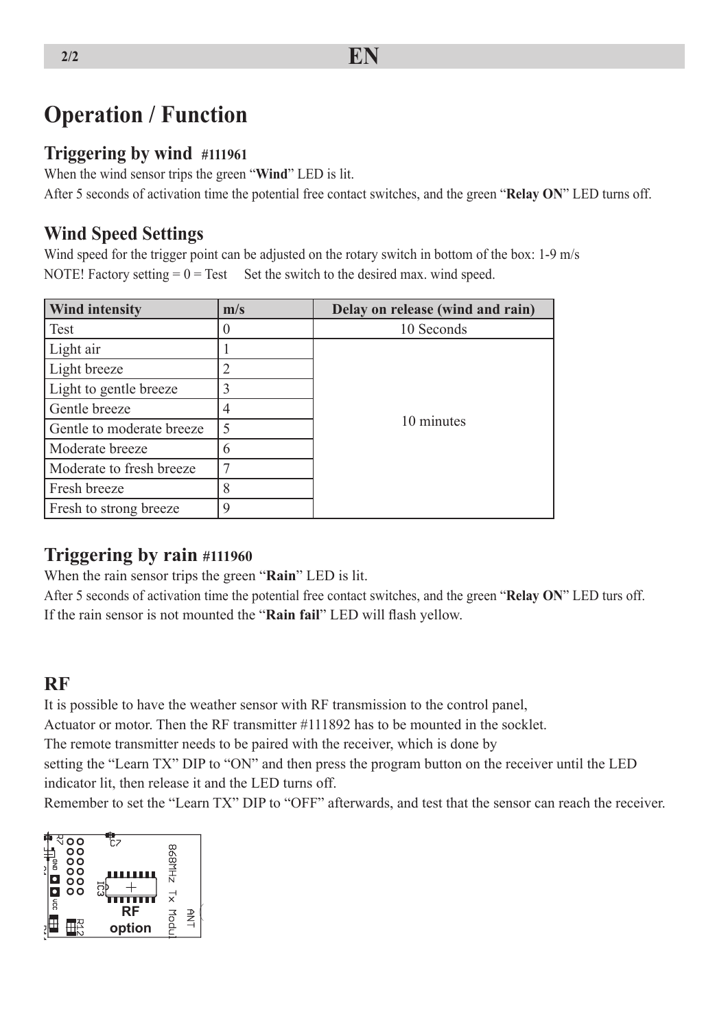# Operation / Function

## Triggering by wind #111961

When the wind sensor trips the green “**Wind**” LED is lit.

After 5 seconds of activation time the potential free contact switches, and the green “**Relay ON**” LED turns off.

## Wind Speed Settings

Wind speed for the trigger point can be adjusted on the rotary switch in bottom of the box: 1-9 m/s

NOTE! Factory setting = 0 = Test     Set the switch to the desired max. wind speed.

| Wind intensity | m/s | Delay on release (wind and rain) |
|---|---|---|
| Test | 0 | 10 Seconds |
| Light air | 1 | 10 minutes |
| Light breeze | 2 | |
| Light to gentle breeze | 3 | |
| Gentle breeze | 4 | |
| Gentle to moderate breeze | 5 | |
| Moderate breeze | 6 | |
| Moderate to fresh breeze | 7 | |
| Fresh breeze | 8 | |
| Fresh to strong breeze | 9 | |

## Triggering by rain #111960

When the rain sensor trips the green “**Rain**” LED is lit.

After 5 seconds of activation time the potential free contact switches, and the green “**Relay ON**” LED turs off.

If the rain sensor is not mounted the “**Rain fail**” LED will flash yellow.

## RF

It is possible to have the weather sensor with RF transmission to the control panel,
Actuator or motor. Then the RF transmitter #111892 has to be mounted in the socklet.
The remote transmitter needs to be paired with the receiver, which is done by
setting the “Learn TX” DIP to “ON” and then press the program button on the receiver until the LED indicator lit, then release it and the LED turns off.
Remember to set the “Learn TX” DIP to “OFF” afterwards, and test that the sensor can reach the receiver.

RF option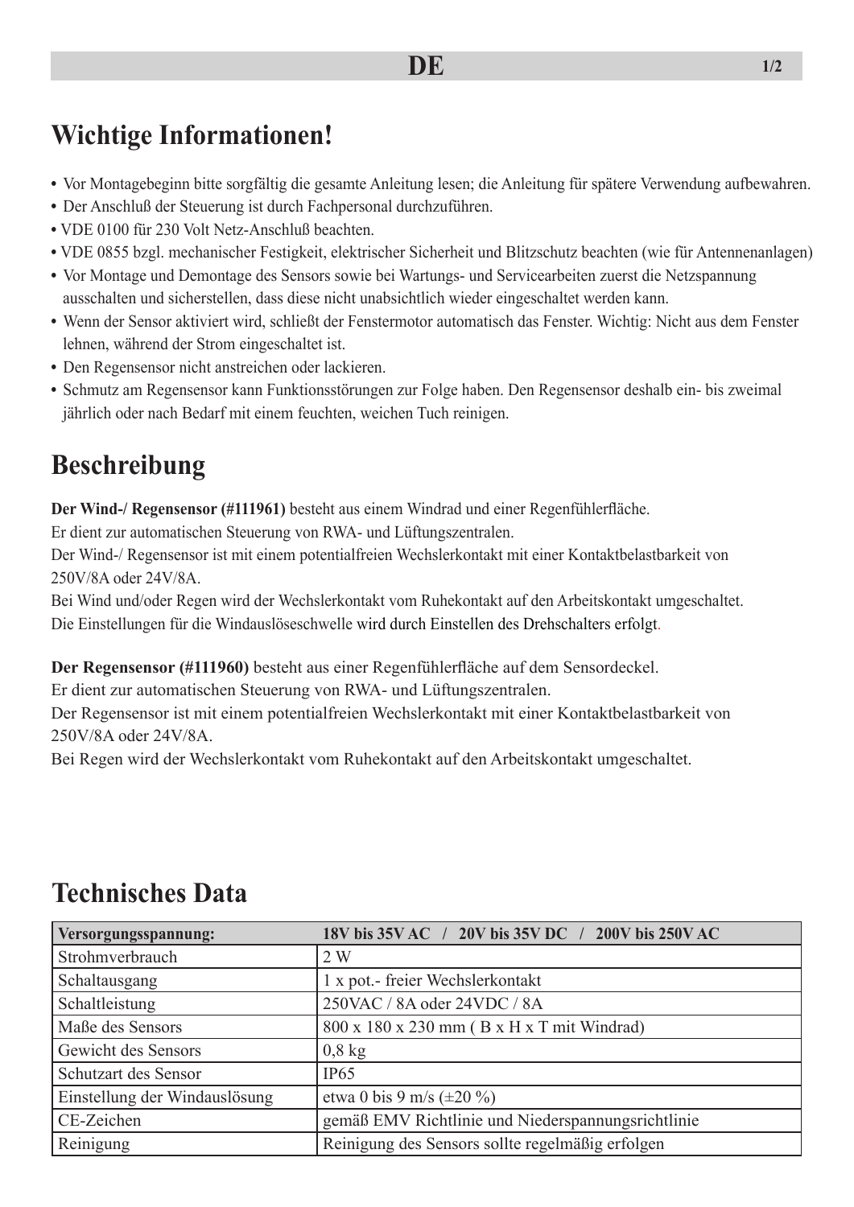# Wichtige Informationen!

- Vor Montagebeginn bitte sorgfältig die gesamte Anleitung lesen; die Anleitung für spätere Verwendung aufbewahren.
- Der Anschluß der Steuerung ist durch Fachpersonal durchzuführen.
- VDE 0100 für 230 Volt Netz-Anschluß beachten.
- VDE 0855 bzgl. mechanischer Festigkeit, elektrischer Sicherheit und Blitzschutz beachten (wie für Antennenanlagen)
- Vor Montage und Demontage des Sensors sowie bei Wartungs- und Servicearbeiten zuerst die Netzspannung ausschalten und sicherstellen, dass diese nicht unabsichtlich wieder eingeschaltet werden kann.
- Wenn der Sensor aktiviert wird, schließt der Fenstermotor automatisch das Fenster. Wichtig: Nicht aus dem Fenster lehnen, während der Strom eingeschaltet ist.
- Den Regensensor nicht anstreichen oder lackieren.
- Schmutz am Regensensor kann Funktionsstörungen zur Folge haben. Den Regensensor deshalb ein- bis zweimal jährlich oder nach Bedarf mit einem feuchten, weichen Tuch reinigen.

# Beschreibung

**Der Wind-/ Regensensor (#111961)** besteht aus einem Windrad und einer Regenfühlerfläche.
Er dient zur automatischen Steuerung von RWA- und Lüftungszentralen.
Der Wind-/ Regensensor ist mit einem potentialfreien Wechslerkontakt mit einer Kontaktbelastbarkeit von 250V/8A oder 24V/8A.
Bei Wind und/oder Regen wird der Wechslerkontakt vom Ruhekontakt auf den Arbeitskontakt umgeschaltet.
Die Einstellungen für die Windauslöseschwelle wird durch Einstellen des Drehschalters erfolgt.

**Der Regensensor (#111960)** besteht aus einer Regenfühlerfläche auf dem Sensordeckel.
Er dient zur automatischen Steuerung von RWA- und Lüftungszentralen.
Der Regensensor ist mit einem potentialfreien Wechslerkontakt mit einer Kontaktbelastbarkeit von 250V/8A oder 24V/8A.
Bei Regen wird der Wechslerkontakt vom Ruhekontakt auf den Arbeitskontakt umgeschaltet.

# Technisches Data

| **Versorgungsspannung:** | **18V bis 35V AC / 20V bis 35V DC / 200V bis 250V AC** |
|---|---|
| Strohmverbrauch | 2 W |
| Schaltausgang | 1 x pot.- freier Wechslerkontakt |
| Schaltleistung | 250VAC / 8A oder 24VDC / 8A |
| Maße des Sensors | 800 x 180 x 230 mm ( B x H x T mit Windrad) |
| Gewicht des Sensors | 0,8 kg |
| Schutzart des Sensor | IP65 |
| Einstellung der Windauslösung | etwa 0 bis 9 m/s (±20 %) |
| CE-Zeichen | gemäß EMV Richtlinie und Niederspannungsrichtlinie |
| Reinigung | Reinigung des Sensors sollte regelmäßig erfolgen |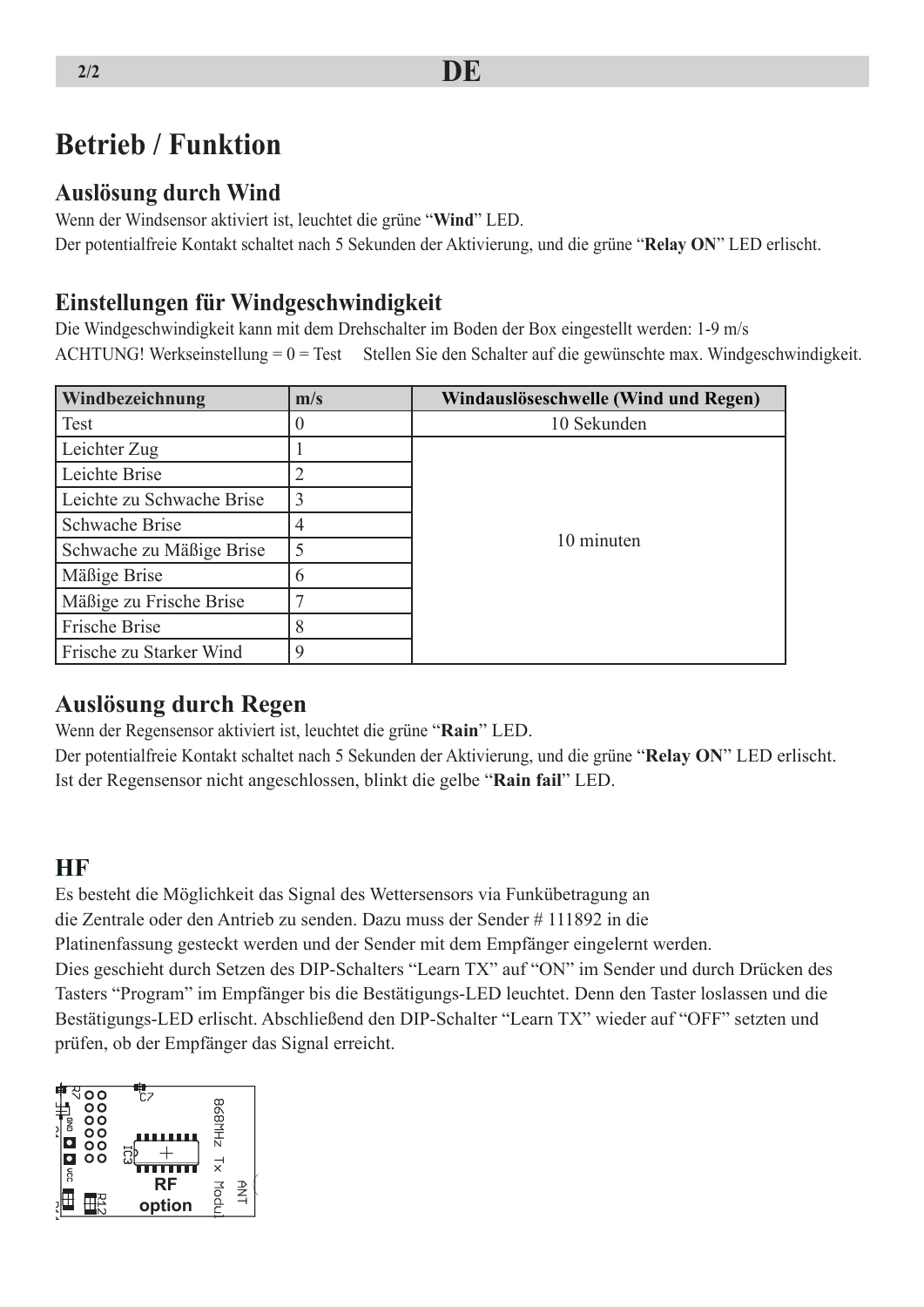# Betrieb / Funktion

## Auslösung durch Wind

Wenn der Windsensor aktiviert ist, leuchtet die grüne “**Wind**” LED.
Der potentialfreie Kontakt schaltet nach 5 Sekunden der Aktivierung, und die grüne “**Relay ON**” LED erlischt.

## Einstellungen für Windgeschwindigkeit

Die Windgeschwindigkeit kann mit dem Drehschalter im Boden der Box eingestellt werden: 1-9 m/s
ACHTUNG! Werkseinstellung = 0 = Test     Stellen Sie den Schalter auf die gewünschte max. Windgeschwindigkeit.

| Windbezeichnung | m/s | Windauslöseschwelle (Wind und Regen) |
|---|---|---|
| Test | 0 | 10 Sekunden |
| Leichter Zug | 1 | 10 minuten |
| Leichte Brise | 2 | |
| Leichte zu Schwache Brise | 3 | |
| Schwache Brise | 4 | |
| Schwache zu Mäßige Brise | 5 | |
| Mäßige Brise | 6 | |
| Mäßige zu Frische Brise | 7 | |
| Frische Brise | 8 | |
| Frische zu Starker Wind | 9 | |

## Auslösung durch Regen

Wenn der Regensensor aktiviert ist, leuchtet die grüne “**Rain**” LED.
Der potentialfreie Kontakt schaltet nach 5 Sekunden der Aktivierung, und die grüne “**Relay ON**” LED erlischt.
Ist der Regensensor nicht angeschlossen, blinkt die gelbe “**Rain fail**” LED.

## HF

Es besteht die Möglichkeit das Signal des Wettersensors via Funkübetragung an die Zentrale oder den Antrieb zu senden. Dazu muss der Sender # 111892 in die Platinenfassung gesteckt werden und der Sender mit dem Empfänger eingelernt werden.
Dies geschieht durch Setzen des DIP-Schalters “Learn TX” auf “ON” im Sender und durch Drücken des Tasters “Program” im Empfänger bis die Bestätigungs-LED leuchtet. Denn den Taster loslassen und die Bestätigungs-LED erlischt. Abschließend den DIP-Schalter “Learn TX” wieder auf “OFF” setzten und prüfen, ob der Empfänger das Signal erreicht.

R7 C7 GND VCC IC3 R12 868MHz Tx Modul ANT
**RF option**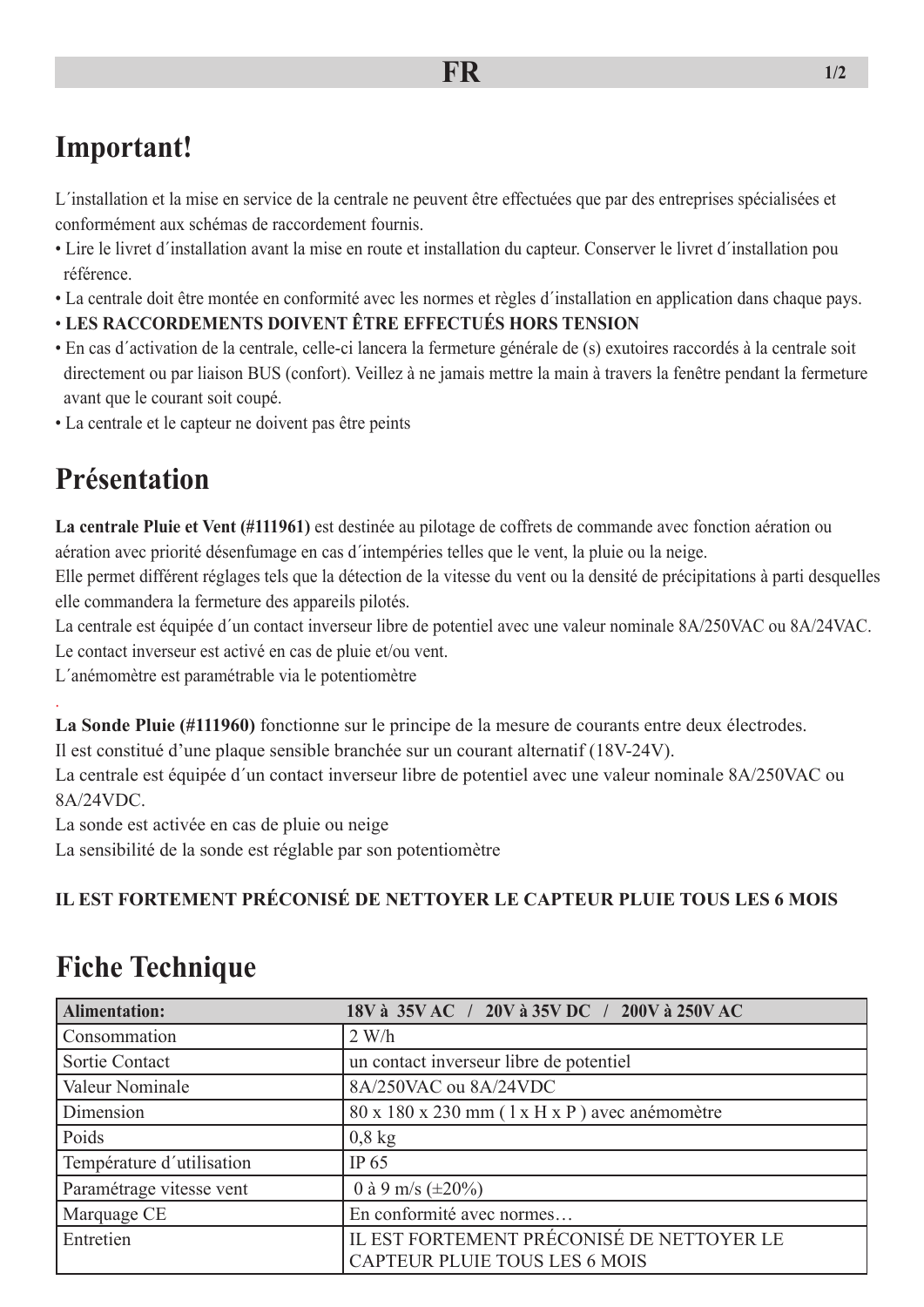## Important!

L´installation et la mise en service de la centrale ne peuvent être effectuées que par des entreprises spécialisées et conformément aux schémas de raccordement fournis.

- Lire le livret d´installation avant la mise en route et installation du capteur. Conserver le livret d´installation pou référence.
- La centrale doit être montée en conformité avec les normes et règles d´installation en application dans chaque pays.
- **LES RACCORDEMENTS DOIVENT ÊTRE EFFECTUÉS HORS TENSION**
- En cas d´activation de la centrale, celle-ci lancera la fermeture générale de (s) exutoires raccordés à la centrale soit directement ou par liaison BUS (confort). Veillez à ne jamais mettre la main à travers la fenêtre pendant la fermeture avant que le courant soit coupé.
- La centrale et le capteur ne doivent pas être peints

## Présentation

**La centrale Pluie et Vent (#111961)** est destinée au pilotage de coffrets de commande avec fonction aération ou aération avec priorité désenfumage en cas d´intempéries telles que le vent, la pluie ou la neige.
Elle permet différent réglages tels que la détection de la vitesse du vent ou la densité de précipitations à parti desquelles elle commandera la fermeture des appareils pilotés.
La centrale est équipée d´un contact inverseur libre de potentiel avec une valeur nominale 8A/250VAC ou 8A/24VAC.
Le contact inverseur est activé en cas de pluie et/ou vent.
L´anémomètre est paramétrable via le potentiomètre

.

**La Sonde Pluie (#111960)** fonctionne sur le principe de la mesure de courants entre deux électrodes.
Il est constitué d'une plaque sensible branchée sur un courant alternatif (18V-24V).
La centrale est équipée d´un contact inverseur libre de potentiel avec une valeur nominale 8A/250VAC ou 8A/24VDC.
La sonde est activée en cas de pluie ou neige
La sensibilité de la sonde est réglable par son potentiomètre

**IL EST FORTEMENT PRÉCONISÉ DE NETTOYER LE CAPTEUR PLUIE TOUS LES 6 MOIS**

## Fiche Technique

| **Alimentation:** | **18V à 35V AC / 20V à 35V DC / 200V à 250V AC** |
|---|---|
| Consommation | 2 W/h |
| Sortie Contact | un contact inverseur libre de potentiel |
| Valeur Nominale | 8A/250VAC ou 8A/24VDC |
| Dimension | 80 x 180 x 230 mm ( l x H x P ) avec anémomètre |
| Poids | 0,8 kg |
| Température d´utilisation | IP 65 |
| Paramétrage vitesse vent | 0 à 9 m/s (±20%) |
| Marquage CE | En conformité avec normes… |
| Entretien | IL EST FORTEMENT PRÉCONISÉ DE NETTOYER LE CAPTEUR PLUIE TOUS LES 6 MOIS |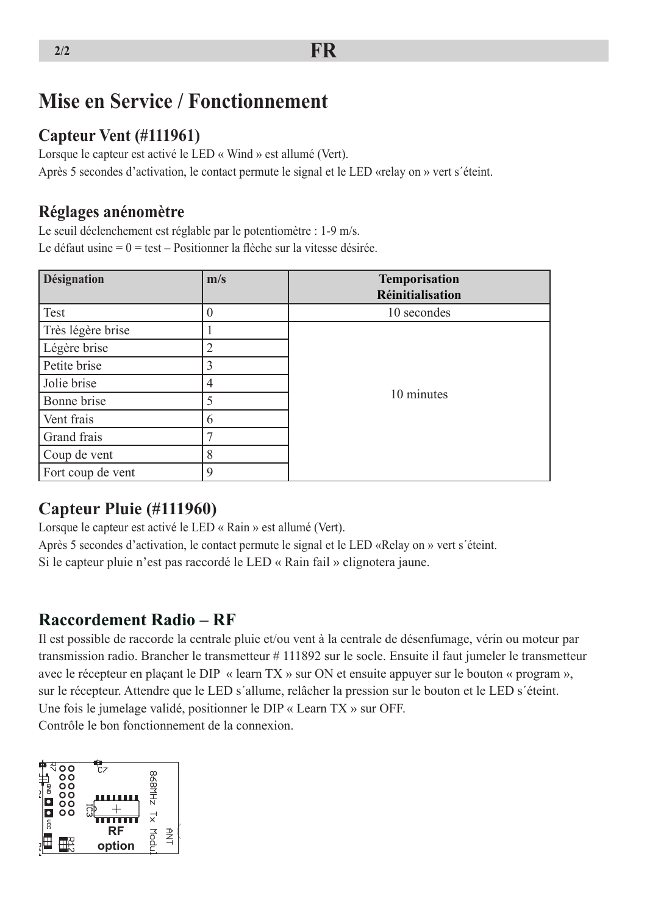# Mise en Service / Fonctionnement

## Capteur Vent (#111961)

Lorsque le capteur est activé le LED « Wind » est allumé (Vert).
Après 5 secondes d'activation, le contact permute le signal et le LED «relay on » vert s´éteint.

## Réglages anénomètre

Le seuil déclenchement est réglable par le potentiomètre : 1-9 m/s.
Le défaut usine = 0 = test – Positionner la flèche sur la vitesse désirée.

| Désignation | m/s | Temporisation Réinitialisation |
|---|---|---|
| Test | 0 | 10 secondes |
| Très légère brise | 1 | 10 minutes |
| Légère brise | 2 | |
| Petite brise | 3 | |
| Jolie brise | 4 | |
| Bonne brise | 5 | |
| Vent frais | 6 | |
| Grand frais | 7 | |
| Coup de vent | 8 | |
| Fort coup de vent | 9 | |

## Capteur Pluie (#111960)

Lorsque le capteur est activé le LED « Rain » est allumé (Vert).
Après 5 secondes d'activation, le contact permute le signal et le LED «Relay on » vert s´éteint.
Si le capteur pluie n'est pas raccordé le LED « Rain fail » clignotera jaune.

## Raccordement Radio – RF

Il est possible de raccorde la centrale pluie et/ou vent à la centrale de désenfumage, vérin ou moteur par transmission radio. Brancher le transmetteur # 111892 sur le socle. Ensuite il faut jumeler le transmetteur avec le récepteur en plaçant le DIP « learn TX » sur ON et ensuite appuyer sur le bouton « program », sur le récepteur. Attendre que le LED s´allume, relâcher la pression sur le bouton et le LED s´éteint.
Une fois le jumelage validé, positionner le DIP « Learn TX » sur OFF.
Contrôle le bon fonctionnement de la connexion.

R7
C7
GND
VCC
IC3
R12
RF
option
868MHz Tx Modul
ANT